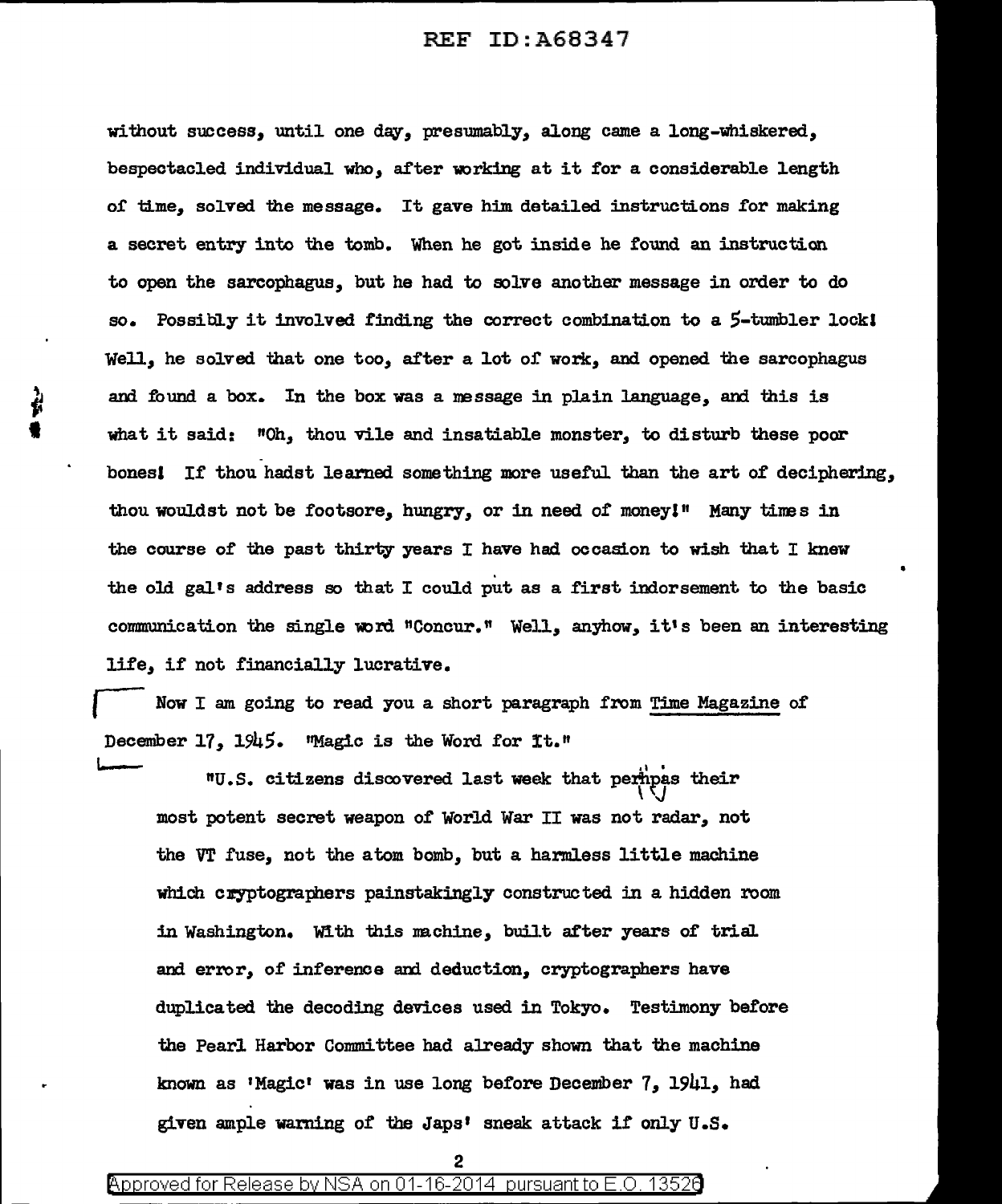without success, until one day, presumably, along came a long-whiskered, bespectacled individual who, after working at it for a considerable length of time, solved the message. It gave him detailed instructions for making a secret entry into the tomb. When he got inside he found an instruction to open the sarcophagus, but he had to solve another message in order to do so. Possibly it involved finding the correct combination to a 5-tumbler lock! Well, he solved that one too, after a lot of work, and opened the sarcophagus and found a box. In the box was a message in plain language, and this is what it said: "Oh, thou vile and insatiable monster, to disturb these poor bones! If thou hadst learned something more useful than the art of deciphering, thou wouldst not be footsore, hungry, or in need of money!" Many times in the course of the past thirty years I have had occasion to wish that I knew the old gal's address so that I could put as a first indorsement to the basic communication the single word "Concur." Well, anyhow, it's been an interesting life, if not financially lucrative.

Now I am going to read you a short paragraph from Time Magazine of December 17, 1945. "Magic is the Word for It."

> "U.S. citizens discovered last week that perhaps their most potent secret weapon of World War II was not radar, not the VT fuse, not the atom bomb, but a harmless little machine which cryptographers painstakingly constructed in a hidden room in Washington. With this machine, built after years of trial and error, of inference and deduction, cryptographers have duplicated the decoding devices used in Tokyo. Testimony before the Pearl Harbor Committee had already shown that the machine known as 'Magic' was in use long before December 7, 1941, had given ample warning of the Japs' sneak attack if only U.S.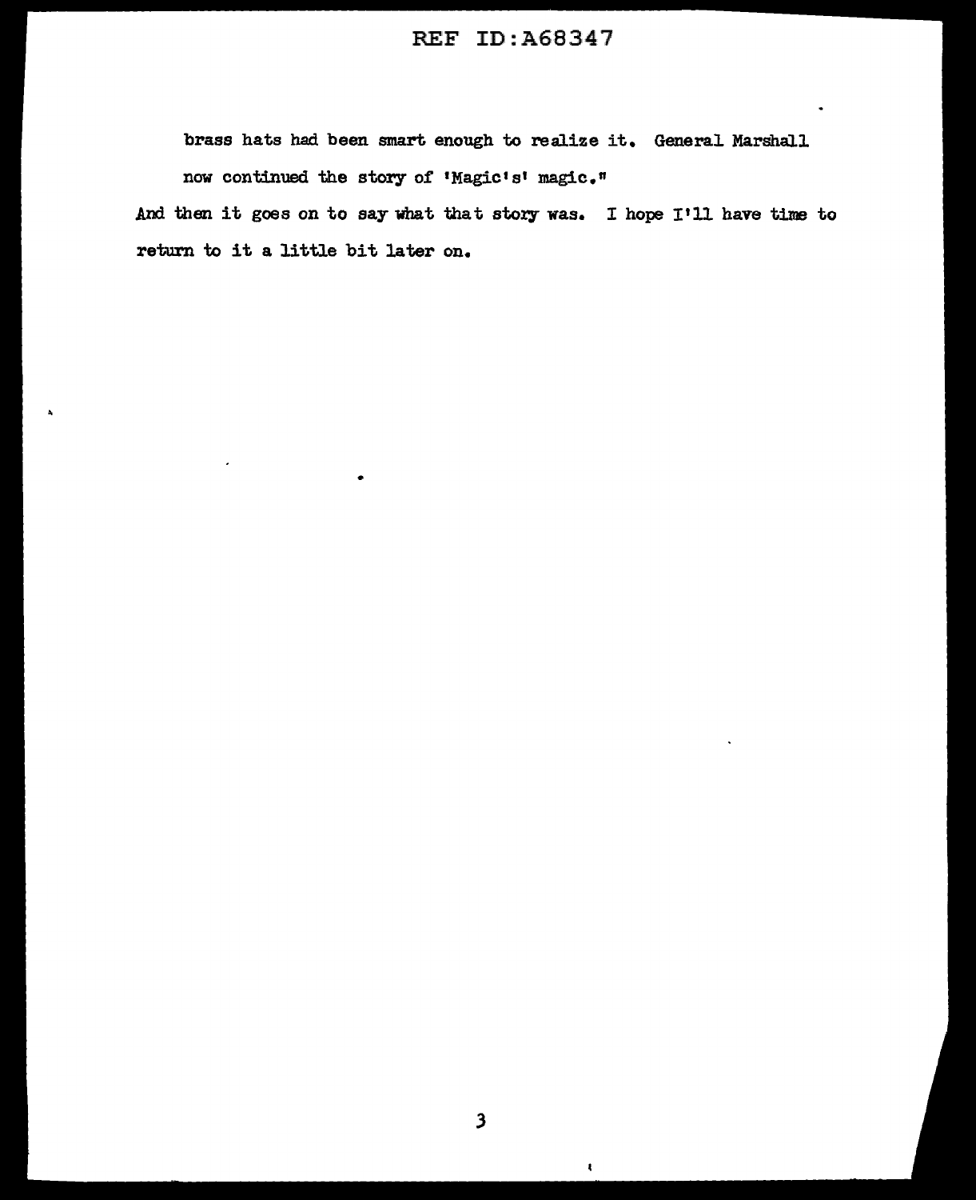brass hats had been smart enough to realize it. General Marshall now continued the story of 'Magic's' magic."

And then it goes on to say what that story was. I hope I'll have time to return to it a little bit later on.